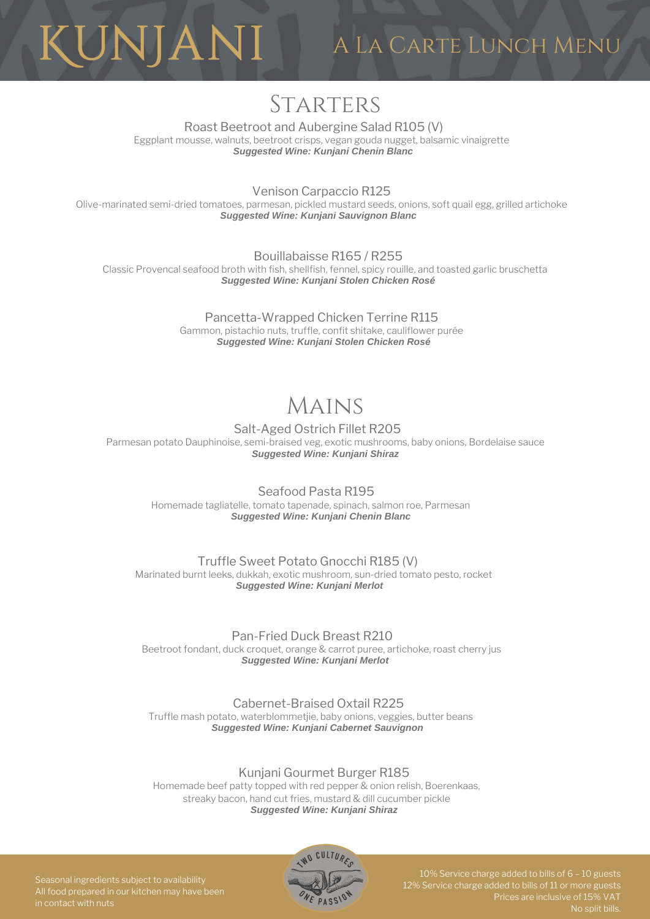# KUNJANI

## A La Carte Lunch Menu

## Starters

### Roast Beetroot and Aubergine Salad R105 (V)

Eggplant mousse, walnuts, beetroot crisps, vegan gouda nugget, balsamic vinaigrette

***Suggested Wine: Kunjani Chenin Blanc***

### Venison Carpaccio R125

Olive-marinated semi-dried tomatoes, parmesan, pickled mustard seeds, onions, soft quail egg, grilled artichoke

***Suggested Wine: Kunjani Sauvignon Blanc***

### Bouillabaisse R165 / R255

Classic Provencal seafood broth with fish, shellfish, fennel, spicy rouille, and toasted garlic bruschetta

***Suggested Wine: Kunjani Stolen Chicken Rosé***

### Pancetta-Wrapped Chicken Terrine R115

Gammon, pistachio nuts, truffle, confit shitake, cauliflower purée

***Suggested Wine: Kunjani Stolen Chicken Rosé***

## Mains

### Salt-Aged Ostrich Fillet R205

Parmesan potato Dauphinoise, semi-braised veg, exotic mushrooms, baby onions, Bordelaise sauce

***Suggested Wine: Kunjani Shiraz***

### Seafood Pasta R195

Homemade tagliatelle, tomato tapenade, spinach, salmon roe, Parmesan

***Suggested Wine: Kunjani Chenin Blanc***

### Truffle Sweet Potato Gnocchi R185 (V)

Marinated burnt leeks, dukkah, exotic mushroom, sun-dried tomato pesto, rocket

***Suggested Wine: Kunjani Merlot***

### Pan-Fried Duck Breast R210

Beetroot fondant, duck croquet, orange & carrot puree, artichoke, roast cherry jus

***Suggested Wine: Kunjani Merlot***

### Cabernet-Braised Oxtail R225

Truffle mash potato, waterblommetjie, baby onions, veggies, butter beans

***Suggested Wine: Kunjani Cabernet Sauvignon***

### Kunjani Gourmet Burger R185

Homemade beef patty topped with red pepper & onion relish, Boerenkaas, streaky bacon, hand cut fries, mustard & dill cucumber pickle

***Suggested Wine: Kunjani Shiraz***

Seasonal ingredients subject to availability
All food prepared in our kitchen may have been in contact with nuts

TWO CULTURES ONE PASSION

10% Service charge added to bills of 6 – 10 guests
12% Service charge added to bills of 11 or more guests
Prices are inclusive of 15% VAT
No split bills.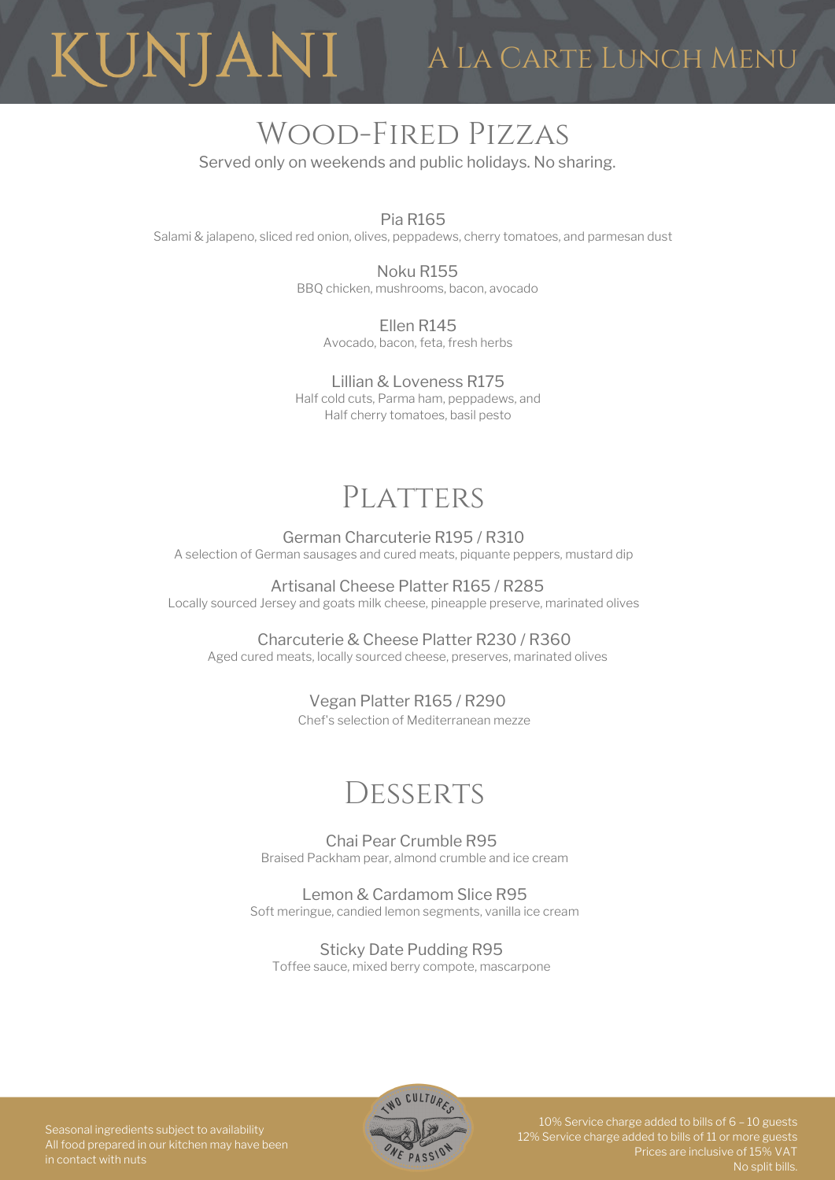# KUNJANI

## A La Carte Lunch Menu

## Wood-Fired Pizzas

Served only on weekends and public holidays. No sharing.

Pia R165
Salami & jalapeno, sliced red onion, olives, peppadews, cherry tomatoes, and parmesan dust

Noku R155
BBQ chicken, mushrooms, bacon, avocado

Ellen R145
Avocado, bacon, feta, fresh herbs

Lillian & Loveness R175
Half cold cuts, Parma ham, peppadews, and
Half cherry tomatoes, basil pesto

## Platters

German Charcuterie R195 / R310
A selection of German sausages and cured meats, piquante peppers, mustard dip

Artisanal Cheese Platter R165 / R285
Locally sourced Jersey and goats milk cheese, pineapple preserve, marinated olives

Charcuterie & Cheese Platter R230 / R360
Aged cured meats, locally sourced cheese, preserves, marinated olives

Vegan Platter R165 / R290
Chef's selection of Mediterranean mezze

## Desserts

Chai Pear Crumble R95
Braised Packham pear, almond crumble and ice cream

Lemon & Cardamom Slice R95
Soft meringue, candied lemon segments, vanilla ice cream

Sticky Date Pudding R95
Toffee sauce, mixed berry compote, mascarpone

Seasonal ingredients subject to availability
All food prepared in our kitchen may have been in contact with nuts

TWO CULTURES ONE PASSION

10% Service charge added to bills of 6 – 10 guests
12% Service charge added to bills of 11 or more guests
Prices are inclusive of 15% VAT
No split bills.